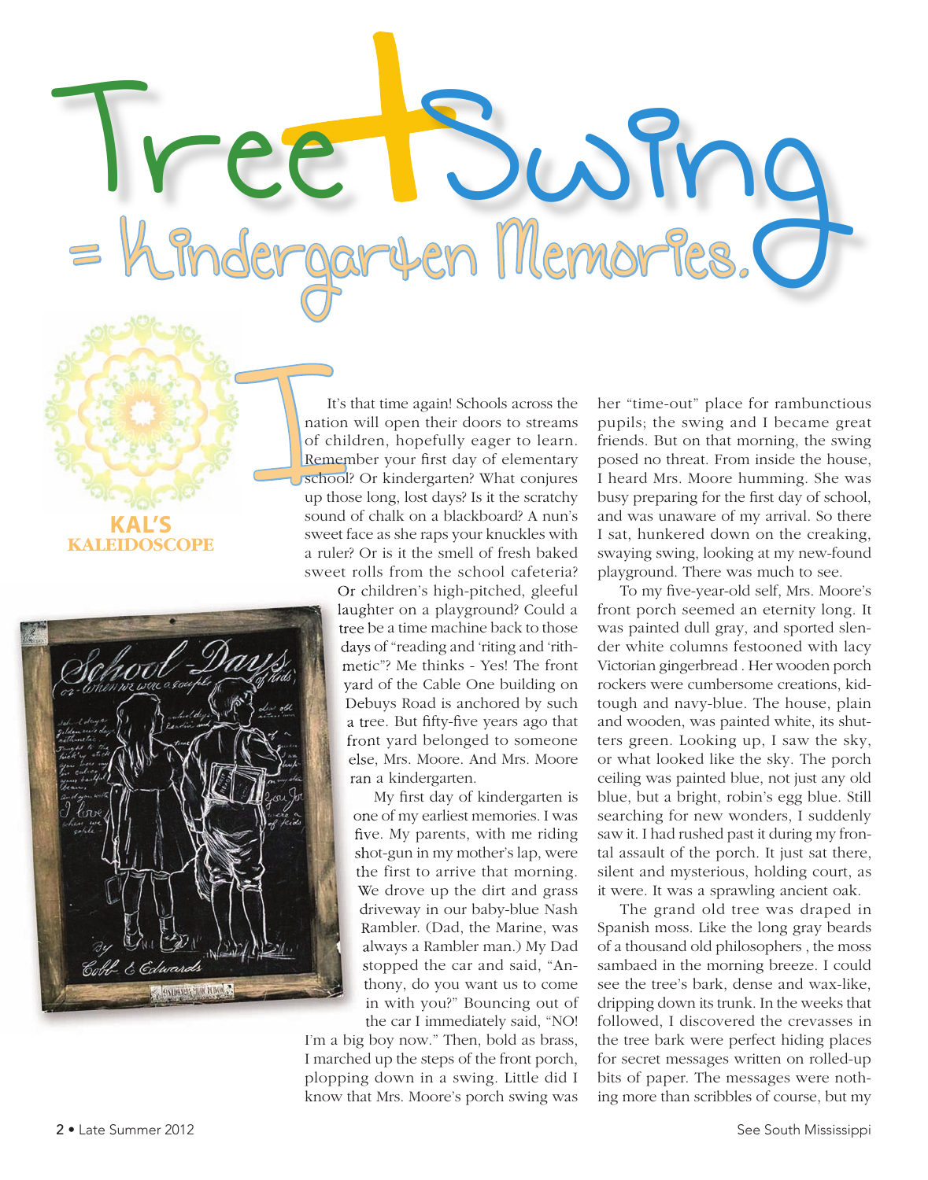# Tree+Swing = Kindergarten Memories.

**KAL'S KALEIDOSCOPE**

It's that time again! Schools across the nation will open their doors to streams of children, hopefully eager to learn. Remember your first day of elementary school? Or kindergarten? What conjures up those long, lost days? Is it the scratchy sound of chalk on a blackboard? A nun's sweet face as she raps your knuckles with a ruler? Or is it the smell of fresh baked sweet rolls from the school cafeteria? Or children's high-pitched, gleeful laughter on a playground? Could a tree be a time machine back to those days of "reading and 'riting and 'rithmetic"? Me thinks - Yes! The front yard of the Cable One building on Debuys Road is anchored by such a tree. But fifty-five years ago that front yard belonged to someone else, Mrs. Moore. And Mrs. Moore ran a kindergarten.

My first day of kindergarten is one of my earliest memories. I was five. My parents, with me riding shot-gun in my mother's lap, were the first to arrive that morning. We drove up the dirt and grass driveway in our baby-blue Nash Rambler. (Dad, the Marine, was always a Rambler man.) My Dad stopped the car and said, "Anthony, do you want us to come in with you?" Bouncing out of the car I immediately said, "NO! I'm a big boy now." Then, bold as brass, I marched up the steps of the front porch, plopping down in a swing. Little did I know that Mrs. Moore's porch swing was her "time-out" place for rambunctious pupils; the swing and I became great friends. But on that morning, the swing posed no threat. From inside the house, I heard Mrs. Moore humming. She was busy preparing for the first day of school, and was unaware of my arrival. So there I sat, hunkered down on the creaking, swaying swing, looking at my new-found playground. There was much to see.

To my five-year-old self, Mrs. Moore's front porch seemed an eternity long. It was painted dull gray, and sported slender white columns festooned with lacy Victorian gingerbread . Her wooden porch rockers were cumbersome creations, kid-tough and navy-blue. The house, plain and wooden, was painted white, its shutters green. Looking up, I saw the sky, or what looked like the sky. The porch ceiling was painted blue, not just any old blue, but a bright, robin's egg blue. Still searching for new wonders, I suddenly saw it. I had rushed past it during my frontal assault of the porch. It just sat there, silent and mysterious, holding court, as it were. It was a sprawling ancient oak.

The grand old tree was draped in Spanish moss. Like the long gray beards of a thousand old philosophers , the moss sambaed in the morning breeze. I could see the tree's bark, dense and wax-like, dripping down its trunk. In the weeks that followed, I discovered the crevasses in the tree bark were perfect hiding places for secret messages written on rolled-up bits of paper. The messages were nothing more than scribbles of course, but my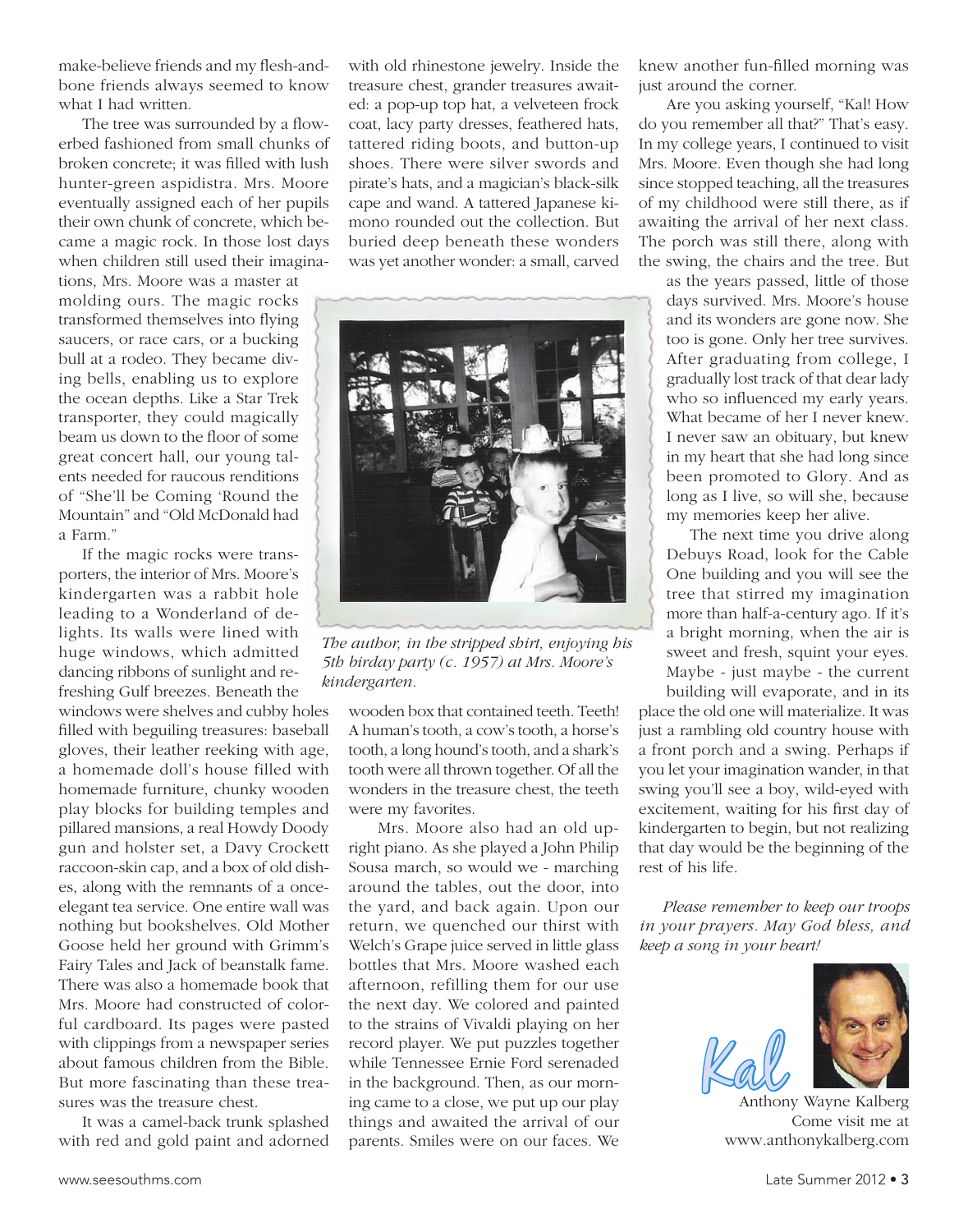make-believe friends and my flesh-and-bone friends always seemed to know what I had written.

The tree was surrounded by a flowerbed fashioned from small chunks of broken concrete; it was filled with lush hunter-green aspidistra. Mrs. Moore eventually assigned each of her pupils their own chunk of concrete, which became a magic rock. In those lost days when children still used their imaginations, Mrs. Moore was a master at molding ours. The magic rocks transformed themselves into flying saucers, or race cars, or a bucking bull at a rodeo. They became diving bells, enabling us to explore the ocean depths. Like a Star Trek transporter, they could magically beam us down to the floor of some great concert hall, our young talents needed for raucous renditions of "She'll be Coming 'Round the Mountain" and "Old McDonald had a Farm."

If the magic rocks were transporters, the interior of Mrs. Moore's kindergarten was a rabbit hole leading to a Wonderland of delights. Its walls were lined with huge windows, which admitted dancing ribbons of sunlight and refreshing Gulf breezes. Beneath the windows were shelves and cubby holes filled with beguiling treasures: baseball gloves, their leather reeking with age, a homemade doll's house filled with homemade furniture, chunky wooden play blocks for building temples and pillared mansions, a real Howdy Doody gun and holster set, a Davy Crockett raccoon-skin cap, and a box of old dishes, along with the remnants of a once-elegant tea service. One entire wall was nothing but bookshelves. Old Mother Goose held her ground with Grimm's Fairy Tales and Jack of beanstalk fame. There was also a homemade book that Mrs. Moore had constructed of colorful cardboard. Its pages were pasted with clippings from a newspaper series about famous children from the Bible. But more fascinating than these treasures was the treasure chest.

It was a camel-back trunk splashed with red and gold paint and adorned with old rhinestone jewelry. Inside the treasure chest, grander treasures awaited: a pop-up top hat, a velveteen frock coat, lacy party dresses, feathered hats, tattered riding boots, and button-up shoes. There were silver swords and pirate's hats, and a magician's black-silk cape and wand. A tattered Japanese kimono rounded out the collection. But buried deep beneath these wonders was yet another wonder: a small, carved wooden box that contained teeth. Teeth! A human's tooth, a cow's tooth, a horse's tooth, a long hound's tooth, and a shark's tooth were all thrown together. Of all the wonders in the treasure chest, the teeth were my favorites.

*The author, in the stripped shirt, enjoying his 5th birday party (c. 1957) at Mrs. Moore's kindergarten.*

Mrs. Moore also had an old upright piano. As she played a John Philip Sousa march, so would we - marching around the tables, out the door, into the yard, and back again. Upon our return, we quenched our thirst with Welch's Grape juice served in little glass bottles that Mrs. Moore washed each afternoon, refilling them for our use the next day. We colored and painted to the strains of Vivaldi playing on her record player. We put puzzles together while Tennessee Ernie Ford serenaded in the background. Then, as our morning came to a close, we put up our play things and awaited the arrival of our parents. Smiles were on our faces. We knew another fun-filled morning was just around the corner.

Are you asking yourself, "Kal! How do you remember all that?" That's easy. In my college years, I continued to visit Mrs. Moore. Even though she had long since stopped teaching, all the treasures of my childhood were still there, as if awaiting the arrival of her next class. The porch was still there, along with the swing, the chairs and the tree. But as the years passed, little of those days survived. Mrs. Moore's house and its wonders are gone now. She too is gone. Only her tree survives. After graduating from college, I gradually lost track of that dear lady who so influenced my early years. What became of her I never knew. I never saw an obituary, but knew in my heart that she had long since been promoted to Glory. And as long as I live, so will she, because my memories keep her alive.

The next time you drive along Debuys Road, look for the Cable One building and you will see the tree that stirred my imagination more than half-a-century ago. If it's a bright morning, when the air is sweet and fresh, squint your eyes. Maybe - just maybe - the current building will evaporate, and in its place the old one will materialize. It was just a rambling old country house with a front porch and a swing. Perhaps if you let your imagination wander, in that swing you'll see a boy, wild-eyed with excitement, waiting for his first day of kindergarten to begin, but not realizing that day would be the beginning of the rest of his life.

*Please remember to keep our troops in your prayers. May God bless, and keep a song in your heart!*

Kal

Anthony Wayne Kalberg
Come visit me at
www.anthonykalberg.com